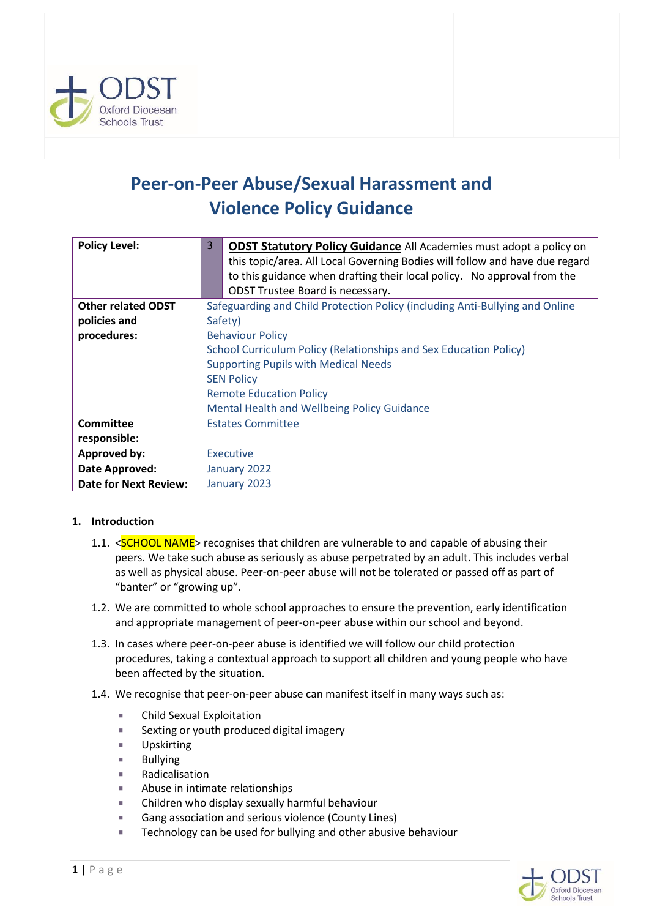# Peer-on-Peer Abuse/Sexual Harassment and Violence Policy Guidance

| Policy Level: | 3 **ODST Statutory Policy Guidance** All Academies must adopt a policy on this topic/area. All Local Governing Bodies will follow and have due regard to this guidance when drafting their local policy. No approval from the ODST Trustee Board is necessary. |
|---|---|
| **Other related ODST policies and procedures:** | Safeguarding and Child Protection Policy (including Anti-Bullying and Online Safety)<br>Behaviour Policy<br>School Curriculum Policy (Relationships and Sex Education Policy)<br>Supporting Pupils with Medical Needs<br>SEN Policy<br>Remote Education Policy<br>Mental Health and Wellbeing Policy Guidance |
| **Committee responsible:** | Estates Committee |
| **Approved by:** | Executive |
| **Date Approved:** | January 2022 |
| **Date for Next Review:** | January 2023 |

## 1. Introduction

1.1. <SCHOOL NAME> recognises that children are vulnerable to and capable of abusing their peers. We take such abuse as seriously as abuse perpetrated by an adult. This includes verbal as well as physical abuse. Peer-on-peer abuse will not be tolerated or passed off as part of "banter" or "growing up".

1.2. We are committed to whole school approaches to ensure the prevention, early identification and appropriate management of peer-on-peer abuse within our school and beyond.

1.3. In cases where peer-on-peer abuse is identified we will follow our child protection procedures, taking a contextual approach to support all children and young people who have been affected by the situation.

1.4. We recognise that peer-on-peer abuse can manifest itself in many ways such as:

- Child Sexual Exploitation
- Sexting or youth produced digital imagery
- Upskirting
- Bullying
- Radicalisation
- Abuse in intimate relationships
- Children who display sexually harmful behaviour
- Gang association and serious violence (County Lines)
- Technology can be used for bullying and other abusive behaviour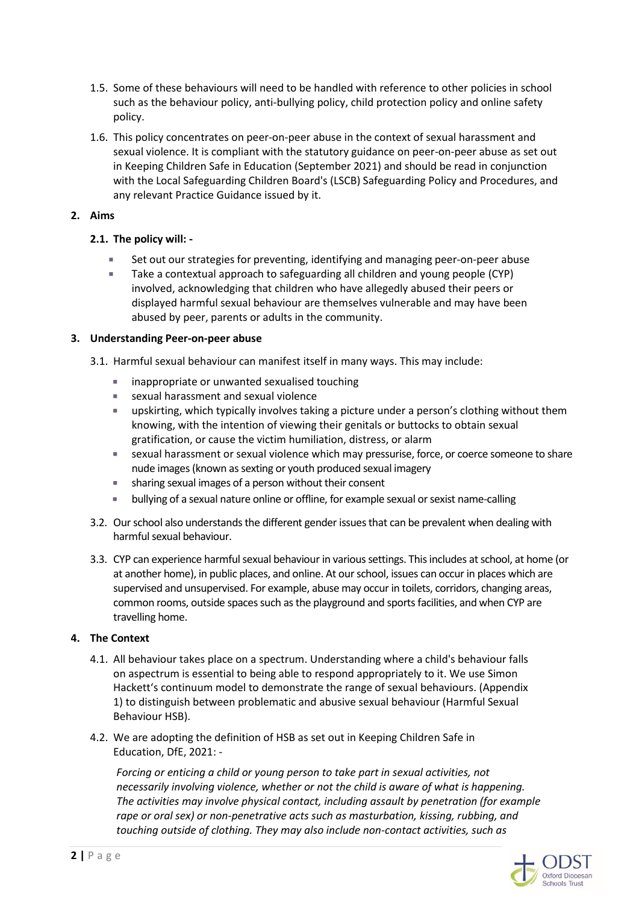1.5. Some of these behaviours will need to be handled with reference to other policies in school such as the behaviour policy, anti-bullying policy, child protection policy and online safety policy.

1.6. This policy concentrates on peer-on-peer abuse in the context of sexual harassment and sexual violence. It is compliant with the statutory guidance on peer-on-peer abuse as set out in Keeping Children Safe in Education (September 2021) and should be read in conjunction with the Local Safeguarding Children Board's (LSCB) Safeguarding Policy and Procedures, and any relevant Practice Guidance issued by it.

## 2. Aims

### 2.1. The policy will: -

- Set out our strategies for preventing, identifying and managing peer-on-peer abuse
- Take a contextual approach to safeguarding all children and young people (CYP) involved, acknowledging that children who have allegedly abused their peers or displayed harmful sexual behaviour are themselves vulnerable and may have been abused by peer, parents or adults in the community.

## 3. Understanding Peer-on-peer abuse

3.1. Harmful sexual behaviour can manifest itself in many ways. This may include:

- inappropriate or unwanted sexualised touching
- sexual harassment and sexual violence
- upskirting, which typically involves taking a picture under a person's clothing without them knowing, with the intention of viewing their genitals or buttocks to obtain sexual gratification, or cause the victim humiliation, distress, or alarm
- sexual harassment or sexual violence which may pressurise, force, or coerce someone to share nude images (known as sexting or youth produced sexual imagery
- sharing sexual images of a person without their consent
- bullying of a sexual nature online or offline, for example sexual or sexist name-calling

3.2. Our school also understands the different gender issues that can be prevalent when dealing with harmful sexual behaviour.

3.3. CYP can experience harmful sexual behaviour in various settings. This includes at school, at home (or at another home), in public places, and online. At our school, issues can occur in places which are supervised and unsupervised. For example, abuse may occur in toilets, corridors, changing areas, common rooms, outside spaces such as the playground and sports facilities, and when CYP are travelling home.

## 4. The Context

4.1. All behaviour takes place on a spectrum. Understanding where a child's behaviour falls on aspectrum is essential to being able to respond appropriately to it. We use Simon Hackett's continuum model to demonstrate the range of sexual behaviours. (Appendix 1) to distinguish between problematic and abusive sexual behaviour (Harmful Sexual Behaviour HSB).

4.2. We are adopting the definition of HSB as set out in Keeping Children Safe in Education, DfE, 2021: -

*Forcing or enticing a child or young person to take part in sexual activities, not necessarily involving violence, whether or not the child is aware of what is happening. The activities may involve physical contact, including assault by penetration (for example rape or oral sex) or non-penetrative acts such as masturbation, kissing, rubbing, and touching outside of clothing. They may also include non-contact activities, such as*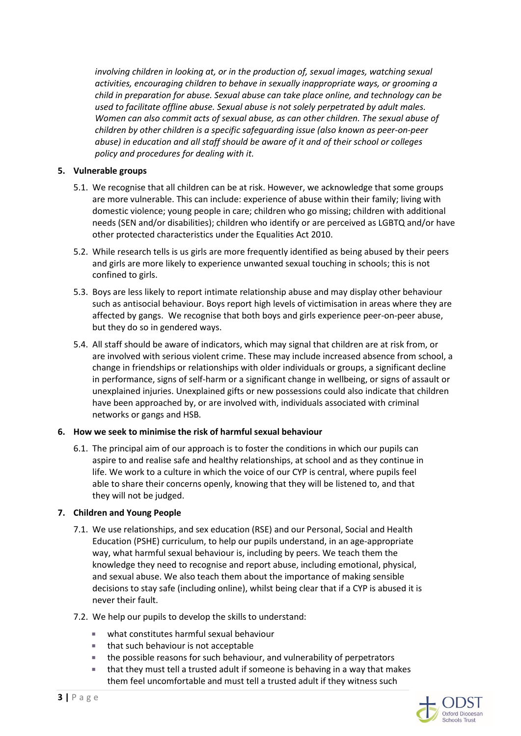*involving children in looking at, or in the production of, sexual images, watching sexual activities, encouraging children to behave in sexually inappropriate ways, or grooming a child in preparation for abuse. Sexual abuse can take place online, and technology can be used to facilitate offline abuse. Sexual abuse is not solely perpetrated by adult males. Women can also commit acts of sexual abuse, as can other children. The sexual abuse of children by other children is a specific safeguarding issue (also known as peer-on-peer abuse) in education and all staff should be aware of it and of their school or colleges policy and procedures for dealing with it.*

## 5. Vulnerable groups

5.1. We recognise that all children can be at risk. However, we acknowledge that some groups are more vulnerable. This can include: experience of abuse within their family; living with domestic violence; young people in care; children who go missing; children with additional needs (SEN and/or disabilities); children who identify or are perceived as LGBTQ and/or have other protected characteristics under the Equalities Act 2010.

5.2. While research tells is us girls are more frequently identified as being abused by their peers and girls are more likely to experience unwanted sexual touching in schools; this is not confined to girls.

5.3. Boys are less likely to report intimate relationship abuse and may display other behaviour such as antisocial behaviour. Boys report high levels of victimisation in areas where they are affected by gangs. We recognise that both boys and girls experience peer-on-peer abuse, but they do so in gendered ways.

5.4. All staff should be aware of indicators, which may signal that children are at risk from, or are involved with serious violent crime. These may include increased absence from school, a change in friendships or relationships with older individuals or groups, a significant decline in performance, signs of self-harm or a significant change in wellbeing, or signs of assault or unexplained injuries. Unexplained gifts or new possessions could also indicate that children have been approached by, or are involved with, individuals associated with criminal networks or gangs and HSB.

## 6. How we seek to minimise the risk of harmful sexual behaviour

6.1. The principal aim of our approach is to foster the conditions in which our pupils can aspire to and realise safe and healthy relationships, at school and as they continue in life. We work to a culture in which the voice of our CYP is central, where pupils feel able to share their concerns openly, knowing that they will be listened to, and that they will not be judged.

## 7. Children and Young People

7.1. We use relationships, and sex education (RSE) and our Personal, Social and Health Education (PSHE) curriculum, to help our pupils understand, in an age-appropriate way, what harmful sexual behaviour is, including by peers. We teach them the knowledge they need to recognise and report abuse, including emotional, physical, and sexual abuse. We also teach them about the importance of making sensible decisions to stay safe (including online), whilst being clear that if a CYP is abused it is never their fault.

7.2. We help our pupils to develop the skills to understand:

- what constitutes harmful sexual behaviour
- that such behaviour is not acceptable
- the possible reasons for such behaviour, and vulnerability of perpetrators
- that they must tell a trusted adult if someone is behaving in a way that makes them feel uncomfortable and must tell a trusted adult if they witness such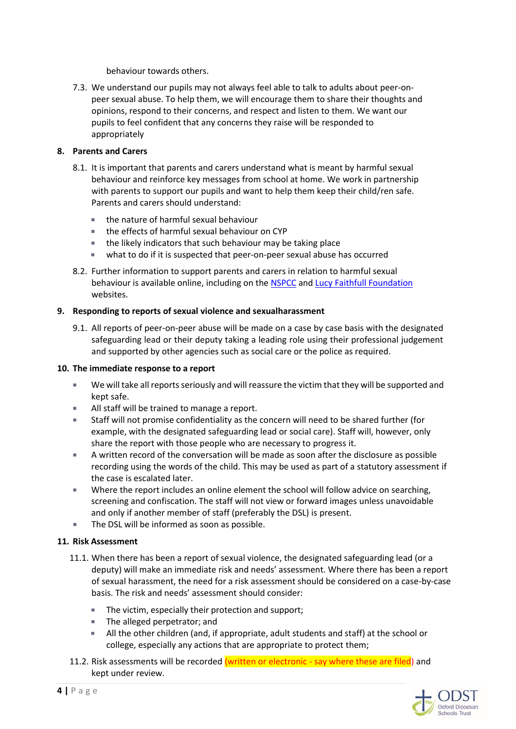behaviour towards others.

7.3. We understand our pupils may not always feel able to talk to adults about peer-on-peer sexual abuse. To help them, we will encourage them to share their thoughts and opinions, respond to their concerns, and respect and listen to them. We want our pupils to feel confident that any concerns they raise will be responded to appropriately

## 8. Parents and Carers

8.1. It is important that parents and carers understand what is meant by harmful sexual behaviour and reinforce key messages from school at home. We work in partnership with parents to support our pupils and want to help them keep their child/ren safe. Parents and carers should understand:

- the nature of harmful sexual behaviour
- the effects of harmful sexual behaviour on CYP
- the likely indicators that such behaviour may be taking place
- what to do if it is suspected that peer-on-peer sexual abuse has occurred

8.2. Further information to support parents and carers in relation to harmful sexual behaviour is available online, including on the NSPCC and Lucy Faithfull Foundation websites.

## 9. Responding to reports of sexual violence and sexualharassment

9.1. All reports of peer-on-peer abuse will be made on a case by case basis with the designated safeguarding lead or their deputy taking a leading role using their professional judgement and supported by other agencies such as social care or the police as required.

## 10. The immediate response to a report

- We will take all reports seriously and will reassure the victim that they will be supported and kept safe.
- All staff will be trained to manage a report.
- Staff will not promise confidentiality as the concern will need to be shared further (for example, with the designated safeguarding lead or social care). Staff will, however, only share the report with those people who are necessary to progress it.
- A written record of the conversation will be made as soon after the disclosure as possible recording using the words of the child. This may be used as part of a statutory assessment if the case is escalated later.
- Where the report includes an online element the school will follow advice on searching, screening and confiscation. The staff will not view or forward images unless unavoidable and only if another member of staff (preferably the DSL) is present.
- The DSL will be informed as soon as possible.

## 11. Risk Assessment

11.1. When there has been a report of sexual violence, the designated safeguarding lead (or a deputy) will make an immediate risk and needs' assessment. Where there has been a report of sexual harassment, the need for a risk assessment should be considered on a case-by-case basis. The risk and needs' assessment should consider:

- The victim, especially their protection and support;
- The alleged perpetrator; and
- All the other children (and, if appropriate, adult students and staff) at the school or college, especially any actions that are appropriate to protect them;

11.2. Risk assessments will be recorded (written or electronic - say where these are filed) and kept under review.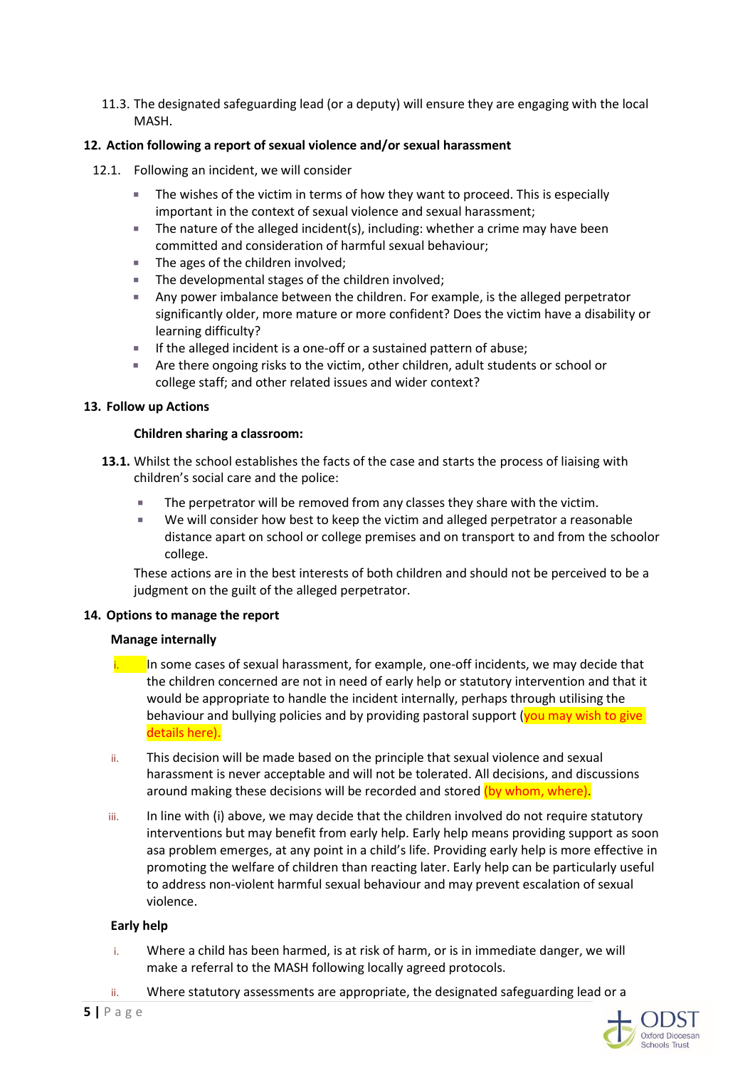11.3. The designated safeguarding lead (or a deputy) will ensure they are engaging with the local MASH.

**12. Action following a report of sexual violence and/or sexual harassment**

12.1. Following an incident, we will consider

- The wishes of the victim in terms of how they want to proceed. This is especially important in the context of sexual violence and sexual harassment;
- The nature of the alleged incident(s), including: whether a crime may have been committed and consideration of harmful sexual behaviour;
- The ages of the children involved;
- The developmental stages of the children involved;
- Any power imbalance between the children. For example, is the alleged perpetrator significantly older, more mature or more confident? Does the victim have a disability or learning difficulty?
- If the alleged incident is a one-off or a sustained pattern of abuse;
- Are there ongoing risks to the victim, other children, adult students or school or college staff; and other related issues and wider context?

**13. Follow up Actions**

**Children sharing a classroom:**

**13.1.** Whilst the school establishes the facts of the case and starts the process of liaising with children's social care and the police:

- The perpetrator will be removed from any classes they share with the victim.
- We will consider how best to keep the victim and alleged perpetrator a reasonable distance apart on school or college premises and on transport to and from the schoolor college.

These actions are in the best interests of both children and should not be perceived to be a judgment on the guilt of the alleged perpetrator.

**14. Options to manage the report**

**Manage internally**

i. In some cases of sexual harassment, for example, one-off incidents, we may decide that the children concerned are not in need of early help or statutory intervention and that it would be appropriate to handle the incident internally, perhaps through utilising the behaviour and bullying policies and by providing pastoral support (you may wish to give details here).

ii. This decision will be made based on the principle that sexual violence and sexual harassment is never acceptable and will not be tolerated. All decisions, and discussions around making these decisions will be recorded and stored (by whom, where).

iii. In line with (i) above, we may decide that the children involved do not require statutory interventions but may benefit from early help. Early help means providing support as soon asa problem emerges, at any point in a child's life. Providing early help is more effective in promoting the welfare of children than reacting later. Early help can be particularly useful to address non-violent harmful sexual behaviour and may prevent escalation of sexual violence.

**Early help**

i. Where a child has been harmed, is at risk of harm, or is in immediate danger, we will make a referral to the MASH following locally agreed protocols.

ii. Where statutory assessments are appropriate, the designated safeguarding lead or a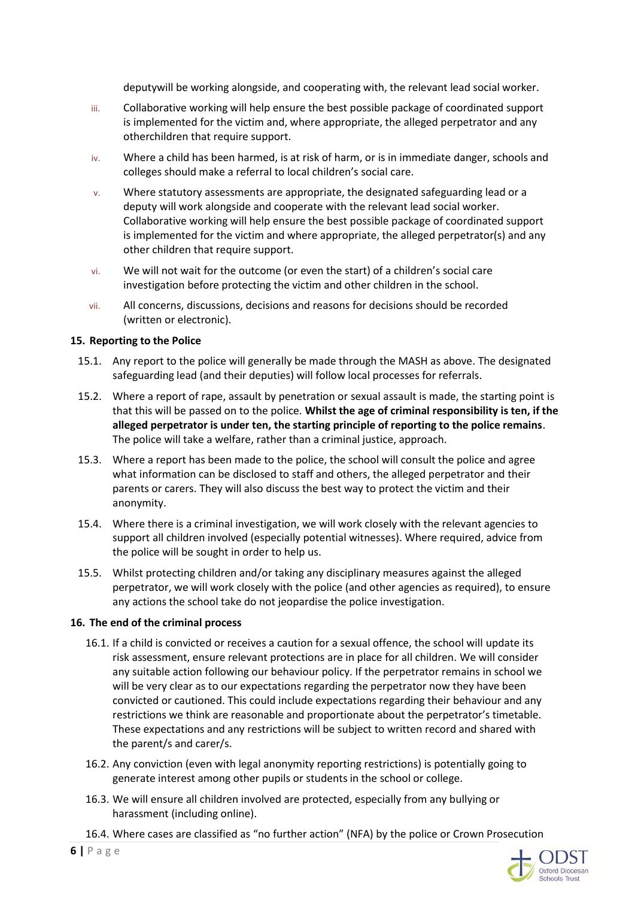deputywill be working alongside, and cooperating with, the relevant lead social worker.

iii. Collaborative working will help ensure the best possible package of coordinated support is implemented for the victim and, where appropriate, the alleged perpetrator and any otherchildren that require support.

iv. Where a child has been harmed, is at risk of harm, or is in immediate danger, schools and colleges should make a referral to local children's social care.

v. Where statutory assessments are appropriate, the designated safeguarding lead or a deputy will work alongside and cooperate with the relevant lead social worker. Collaborative working will help ensure the best possible package of coordinated support is implemented for the victim and where appropriate, the alleged perpetrator(s) and any other children that require support.

vi. We will not wait for the outcome (or even the start) of a children's social care investigation before protecting the victim and other children in the school.

vii. All concerns, discussions, decisions and reasons for decisions should be recorded (written or electronic).

**15. Reporting to the Police**

15.1. Any report to the police will generally be made through the MASH as above. The designated safeguarding lead (and their deputies) will follow local processes for referrals.

15.2. Where a report of rape, assault by penetration or sexual assault is made, the starting point is that this will be passed on to the police. **Whilst the age of criminal responsibility is ten, if the alleged perpetrator is under ten, the starting principle of reporting to the police remains**. The police will take a welfare, rather than a criminal justice, approach.

15.3. Where a report has been made to the police, the school will consult the police and agree what information can be disclosed to staff and others, the alleged perpetrator and their parents or carers. They will also discuss the best way to protect the victim and their anonymity.

15.4. Where there is a criminal investigation, we will work closely with the relevant agencies to support all children involved (especially potential witnesses). Where required, advice from the police will be sought in order to help us.

15.5. Whilst protecting children and/or taking any disciplinary measures against the alleged perpetrator, we will work closely with the police (and other agencies as required), to ensure any actions the school take do not jeopardise the police investigation.

**16. The end of the criminal process**

16.1. If a child is convicted or receives a caution for a sexual offence, the school will update its risk assessment, ensure relevant protections are in place for all children. We will consider any suitable action following our behaviour policy. If the perpetrator remains in school we will be very clear as to our expectations regarding the perpetrator now they have been convicted or cautioned. This could include expectations regarding their behaviour and any restrictions we think are reasonable and proportionate about the perpetrator's timetable. These expectations and any restrictions will be subject to written record and shared with the parent/s and carer/s.

16.2. Any conviction (even with legal anonymity reporting restrictions) is potentially going to generate interest among other pupils or students in the school or college.

16.3. We will ensure all children involved are protected, especially from any bullying or harassment (including online).

16.4. Where cases are classified as "no further action" (NFA) by the police or Crown Prosecution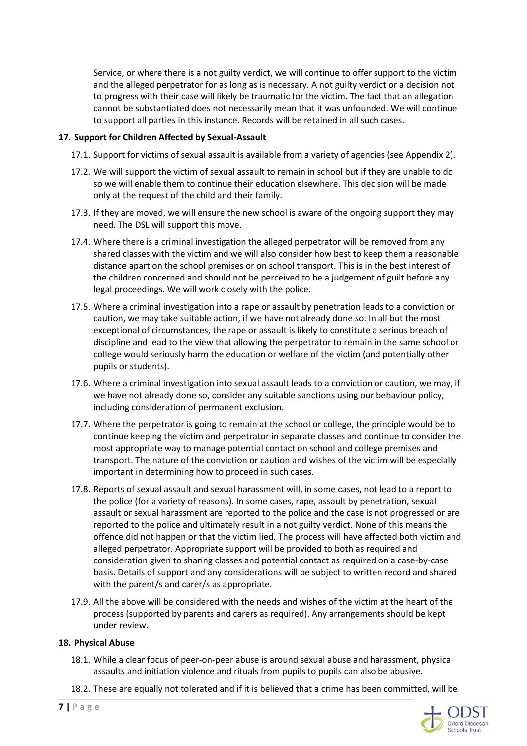Service, or where there is a not guilty verdict, we will continue to offer support to the victim and the alleged perpetrator for as long as is necessary. A not guilty verdict or a decision not to progress with their case will likely be traumatic for the victim. The fact that an allegation cannot be substantiated does not necessarily mean that it was unfounded. We will continue to support all parties in this instance. Records will be retained in all such cases.

**17. Support for Children Affected by Sexual-Assault**

17.1. Support for victims of sexual assault is available from a variety of agencies (see Appendix 2).

17.2. We will support the victim of sexual assault to remain in school but if they are unable to do so we will enable them to continue their education elsewhere. This decision will be made only at the request of the child and their family.

17.3. If they are moved, we will ensure the new school is aware of the ongoing support they may need. The DSL will support this move.

17.4. Where there is a criminal investigation the alleged perpetrator will be removed from any shared classes with the victim and we will also consider how best to keep them a reasonable distance apart on the school premises or on school transport. This is in the best interest of the children concerned and should not be perceived to be a judgement of guilt before any legal proceedings. We will work closely with the police.

17.5. Where a criminal investigation into a rape or assault by penetration leads to a conviction or caution, we may take suitable action, if we have not already done so. In all but the most exceptional of circumstances, the rape or assault is likely to constitute a serious breach of discipline and lead to the view that allowing the perpetrator to remain in the same school or college would seriously harm the education or welfare of the victim (and potentially other pupils or students).

17.6. Where a criminal investigation into sexual assault leads to a conviction or caution, we may, if we have not already done so, consider any suitable sanctions using our behaviour policy, including consideration of permanent exclusion.

17.7. Where the perpetrator is going to remain at the school or college, the principle would be to continue keeping the victim and perpetrator in separate classes and continue to consider the most appropriate way to manage potential contact on school and college premises and transport. The nature of the conviction or caution and wishes of the victim will be especially important in determining how to proceed in such cases.

17.8. Reports of sexual assault and sexual harassment will, in some cases, not lead to a report to the police (for a variety of reasons). In some cases, rape, assault by penetration, sexual assault or sexual harassment are reported to the police and the case is not progressed or are reported to the police and ultimately result in a not guilty verdict. None of this means the offence did not happen or that the victim lied. The process will have affected both victim and alleged perpetrator. Appropriate support will be provided to both as required and consideration given to sharing classes and potential contact as required on a case-by-case basis. Details of support and any considerations will be subject to written record and shared with the parent/s and carer/s as appropriate.

17.9. All the above will be considered with the needs and wishes of the victim at the heart of the process (supported by parents and carers as required). Any arrangements should be kept under review.

**18. Physical Abuse**

18.1. While a clear focus of peer-on-peer abuse is around sexual abuse and harassment, physical assaults and initiation violence and rituals from pupils to pupils can also be abusive.

18.2. These are equally not tolerated and if it is believed that a crime has been committed, will be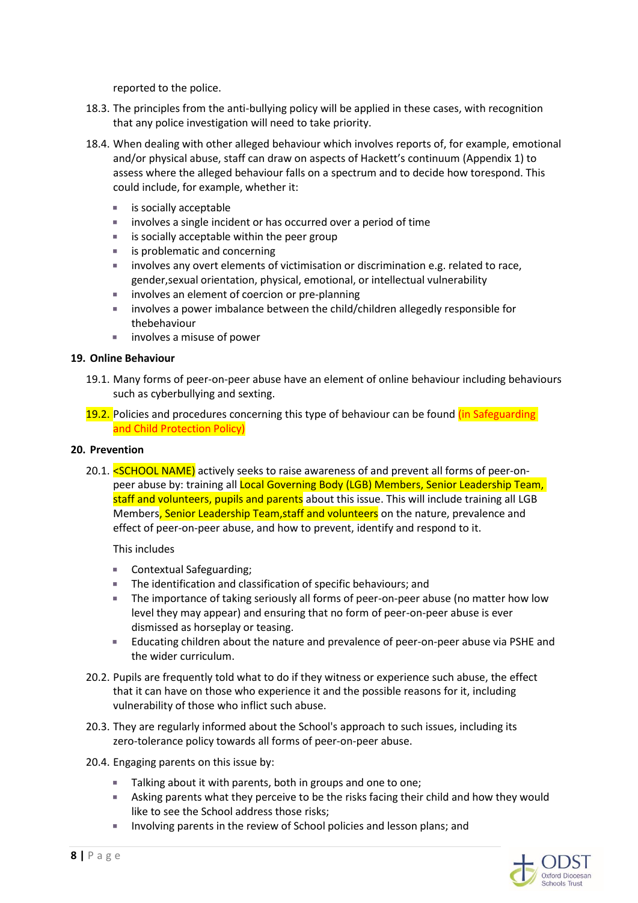reported to the police.

18.3. The principles from the anti-bullying policy will be applied in these cases, with recognition that any police investigation will need to take priority.

18.4. When dealing with other alleged behaviour which involves reports of, for example, emotional and/or physical abuse, staff can draw on aspects of Hackett's continuum (Appendix 1) to assess where the alleged behaviour falls on a spectrum and to decide how torespond. This could include, for example, whether it:

- is socially acceptable
- involves a single incident or has occurred over a period of time
- is socially acceptable within the peer group
- is problematic and concerning
- involves any overt elements of victimisation or discrimination e.g. related to race, gender,sexual orientation, physical, emotional, or intellectual vulnerability
- involves an element of coercion or pre-planning
- involves a power imbalance between the child/children allegedly responsible for thebehaviour
- involves a misuse of power

**19. Online Behaviour**

19.1. Many forms of peer-on-peer abuse have an element of online behaviour including behaviours such as cyberbullying and sexting.

19.2. Policies and procedures concerning this type of behaviour can be found (in Safeguarding and Child Protection Policy)

**20. Prevention**

20.1. <SCHOOL NAME) actively seeks to raise awareness of and prevent all forms of peer-on-peer abuse by: training all Local Governing Body (LGB) Members, Senior Leadership Team, staff and volunteers, pupils and parents about this issue. This will include training all LGB Members, Senior Leadership Team,staff and volunteers on the nature, prevalence and effect of peer-on-peer abuse, and how to prevent, identify and respond to it.

This includes

- Contextual Safeguarding;
- The identification and classification of specific behaviours; and
- The importance of taking seriously all forms of peer-on-peer abuse (no matter how low level they may appear) and ensuring that no form of peer-on-peer abuse is ever dismissed as horseplay or teasing.
- Educating children about the nature and prevalence of peer-on-peer abuse via PSHE and the wider curriculum.

20.2. Pupils are frequently told what to do if they witness or experience such abuse, the effect that it can have on those who experience it and the possible reasons for it, including vulnerability of those who inflict such abuse.

20.3. They are regularly informed about the School's approach to such issues, including its zero-tolerance policy towards all forms of peer-on-peer abuse.

20.4. Engaging parents on this issue by:

- Talking about it with parents, both in groups and one to one;
- Asking parents what they perceive to be the risks facing their child and how they would like to see the School address those risks;
- Involving parents in the review of School policies and lesson plans; and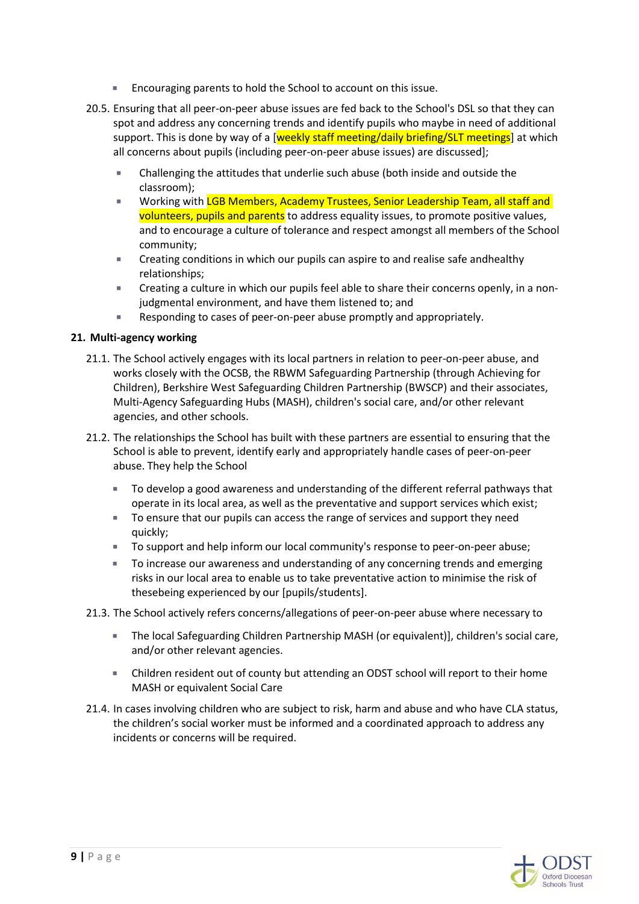- Encouraging parents to hold the School to account on this issue.

20.5. Ensuring that all peer-on-peer abuse issues are fed back to the School's DSL so that they can spot and address any concerning trends and identify pupils who maybe in need of additional support. This is done by way of a [weekly staff meeting/daily briefing/SLT meetings] at which all concerns about pupils (including peer-on-peer abuse issues) are discussed];

- Challenging the attitudes that underlie such abuse (both inside and outside the classroom);
- Working with LGB Members, Academy Trustees, Senior Leadership Team, all staff and volunteers, pupils and parents to address equality issues, to promote positive values, and to encourage a culture of tolerance and respect amongst all members of the School community;
- Creating conditions in which our pupils can aspire to and realise safe andhealthy relationships;
- Creating a culture in which our pupils feel able to share their concerns openly, in a non-judgmental environment, and have them listened to; and
- Responding to cases of peer-on-peer abuse promptly and appropriately.

**21. Multi-agency working**

21.1. The School actively engages with its local partners in relation to peer-on-peer abuse, and works closely with the OCSB, the RBWM Safeguarding Partnership (through Achieving for Children), Berkshire West Safeguarding Children Partnership (BWSCP) and their associates, Multi-Agency Safeguarding Hubs (MASH), children's social care, and/or other relevant agencies, and other schools.

21.2. The relationships the School has built with these partners are essential to ensuring that the School is able to prevent, identify early and appropriately handle cases of peer-on-peer abuse. They help the School

- To develop a good awareness and understanding of the different referral pathways that operate in its local area, as well as the preventative and support services which exist;
- To ensure that our pupils can access the range of services and support they need quickly;
- To support and help inform our local community's response to peer-on-peer abuse;
- To increase our awareness and understanding of any concerning trends and emerging risks in our local area to enable us to take preventative action to minimise the risk of thesebeing experienced by our [pupils/students].

21.3. The School actively refers concerns/allegations of peer-on-peer abuse where necessary to

- The local Safeguarding Children Partnership MASH (or equivalent)], children's social care, and/or other relevant agencies.
- Children resident out of county but attending an ODST school will report to their home MASH or equivalent Social Care

21.4. In cases involving children who are subject to risk, harm and abuse and who have CLA status, the children's social worker must be informed and a coordinated approach to address any incidents or concerns will be required.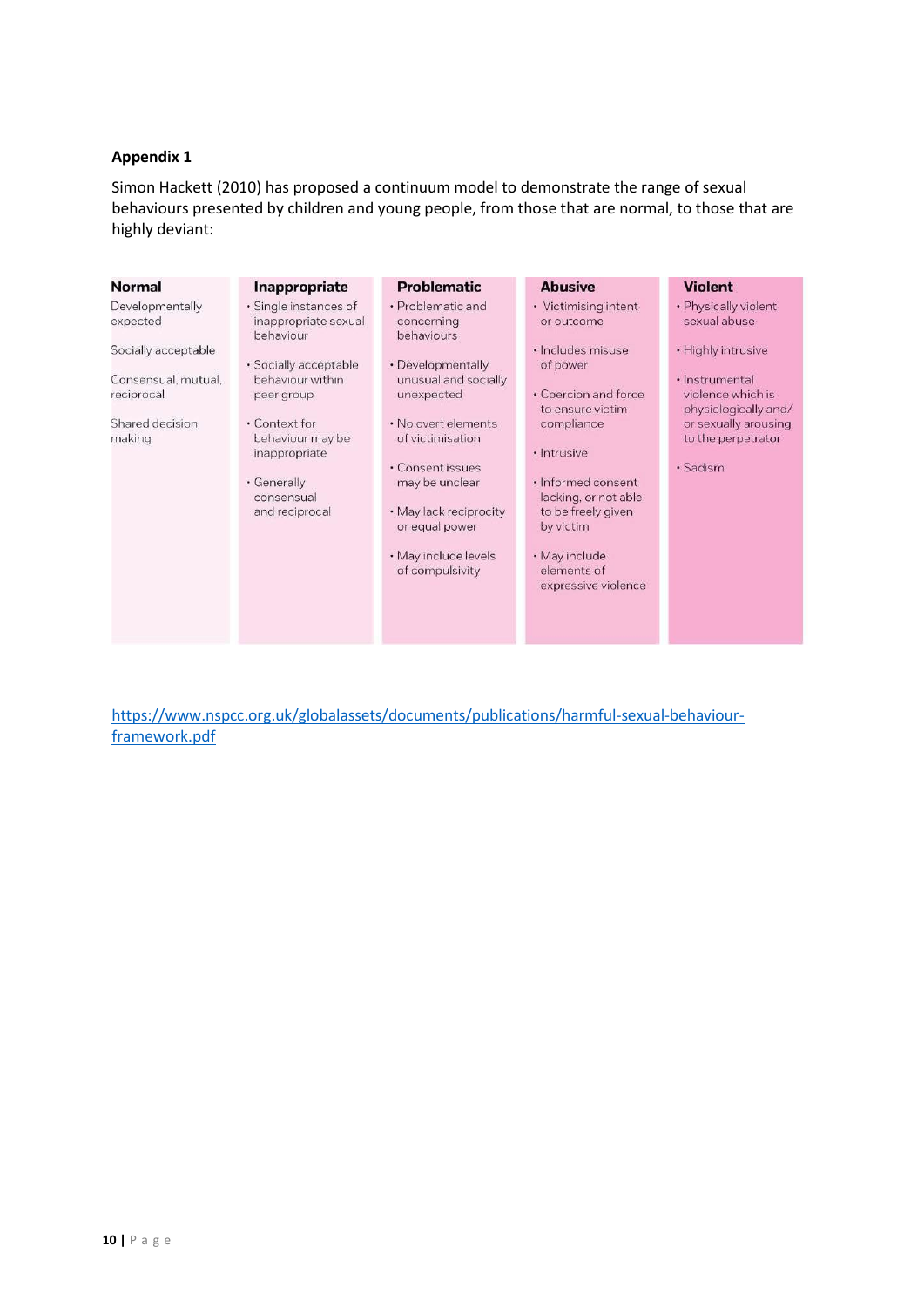**Appendix 1**

Simon Hackett (2010) has proposed a continuum model to demonstrate the range of sexual behaviours presented by children and young people, from those that are normal, to those that are highly deviant:

| Normal | Inappropriate | Problematic | Abusive | Violent |
|---|---|---|---|---|
| Developmentally expected<br><br>Socially acceptable<br><br>Consensual, mutual, reciprocal<br><br>Shared decision making | • Single instances of inappropriate sexual behaviour<br><br>• Socially acceptable behaviour within peer group<br><br>• Context for behaviour may be inappropriate<br><br>• Generally consensual and reciprocal | • Problematic and concerning behaviours<br><br>• Developmentally unusual and socially unexpected<br><br>• No overt elements of victimisation<br><br>• Consent issues may be unclear<br><br>• May lack reciprocity or equal power<br><br>• May include levels of compulsivity | • Victimising intent or outcome<br><br>• Includes misuse of power<br><br>• Coercion and force to ensure victim compliance<br><br>• Intrusive<br><br>• Informed consent lacking, or not able to be freely given by victim<br><br>• May include elements of expressive violence | • Physically violent sexual abuse<br><br>• Highly intrusive<br><br>• Instrumental violence which is physiologically and/ or sexually arousing to the perpetrator<br><br>• Sadism |

https://www.nspcc.org.uk/globalassets/documents/publications/harmful-sexual-behaviour-framework.pdf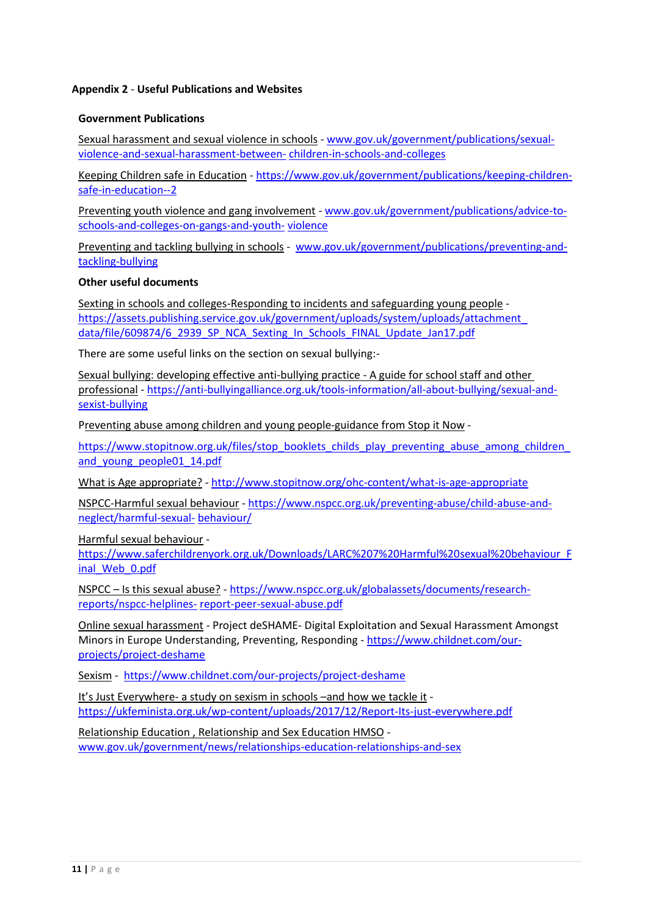**Appendix 2** - **Useful Publications and Websites**

**Government Publications**

Sexual harassment and sexual violence in schools - www.gov.uk/government/publications/sexual-violence-and-sexual-harassment-between- children-in-schools-and-colleges

Keeping Children safe in Education - https://www.gov.uk/government/publications/keeping-children-safe-in-education--2

Preventing youth violence and gang involvement - www.gov.uk/government/publications/advice-to-schools-and-colleges-on-gangs-and-youth- violence

Preventing and tackling bullying in schools - www.gov.uk/government/publications/preventing-and-tackling-bullying

**Other useful documents**

Sexting in schools and colleges-Responding to incidents and safeguarding young people - https://assets.publishing.service.gov.uk/government/uploads/system/uploads/attachment_data/file/609874/6_2939_SP_NCA_Sexting_In_Schools_FINAL_Update_Jan17.pdf

There are some useful links on the section on sexual bullying:-

Sexual bullying: developing effective anti-bullying practice - A guide for school staff and other professional - https://anti-bullyingalliance.org.uk/tools-information/all-about-bullying/sexual-and-sexist-bullying

Preventing abuse among children and young people-guidance from Stop it Now -

https://www.stopitnow.org.uk/files/stop_booklets_childs_play_preventing_abuse_among_children_and_young_people01_14.pdf

What is Age appropriate? - http://www.stopitnow.org/ohc-content/what-is-age-appropriate

NSPCC-Harmful sexual behaviour - https://www.nspcc.org.uk/preventing-abuse/child-abuse-and-neglect/harmful-sexual- behaviour/

Harmful sexual behaviour - https://www.saferchildrenyork.org.uk/Downloads/LARC%207%20Harmful%20sexual%20behaviour_Final_Web_0.pdf

NSPCC – Is this sexual abuse? - https://www.nspcc.org.uk/globalassets/documents/research-reports/nspcc-helplines- report-peer-sexual-abuse.pdf

Online sexual harassment - Project deSHAME- Digital Exploitation and Sexual Harassment Amongst Minors in Europe Understanding, Preventing, Responding - https://www.childnet.com/our-projects/project-deshame

Sexism - https://www.childnet.com/our-projects/project-deshame

It's Just Everywhere- a study on sexism in schools –and how we tackle it - https://ukfeminista.org.uk/wp-content/uploads/2017/12/Report-Its-just-everywhere.pdf

Relationship Education , Relationship and Sex Education HMSO - www.gov.uk/government/news/relationships-education-relationships-and-sex